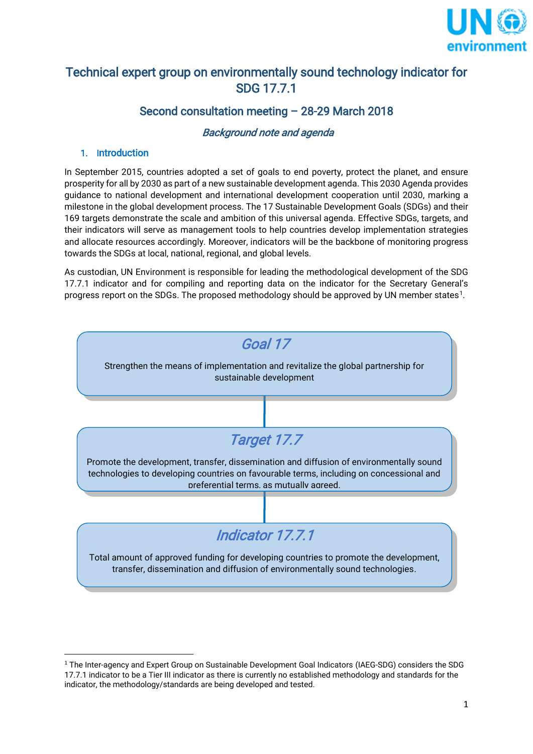# Technical expert group on environmentally sound technology indicator for SDG 17.7.1

## Second consultation meeting – 28-29 March 2018

### *Background note and agenda*

### 1. Introduction

In September 2015, countries adopted a set of goals to end poverty, protect the planet, and ensure prosperity for all by 2030 as part of a new sustainable development agenda. This 2030 Agenda provides guidance to national development and international development cooperation until 2030, marking a milestone in the global development process. The 17 Sustainable Development Goals (SDGs) and their 169 targets demonstrate the scale and ambition of this universal agenda. Effective SDGs, targets, and their indicators will serve as management tools to help countries develop implementation strategies and allocate resources accordingly. Moreover, indicators will be the backbone of monitoring progress towards the SDGs at local, national, regional, and global levels.

As custodian, UN Environment is responsible for leading the methodological development of the SDG 17.7.1 indicator and for compiling and reporting data on the indicator for the Secretary General's progress report on the SDGs. The proposed methodology should be approved by UN member states[1].

**Goal 17**

Strengthen the means of implementation and revitalize the global partnership for sustainable development

**Target 17.7**

Promote the development, transfer, dissemination and diffusion of environmentally sound technologies to developing countries on favourable terms, including on concessional and preferential terms, as mutually agreed.

**Indicator 17.7.1**

Total amount of approved funding for developing countries to promote the development, transfer, dissemination and diffusion of environmentally sound technologies.

[1] The Inter-agency and Expert Group on Sustainable Development Goal Indicators (IAEG-SDG) considers the SDG 17.7.1 indicator to be a Tier III indicator as there is currently no established methodology and standards for the indicator, the methodology/standards are being developed and tested.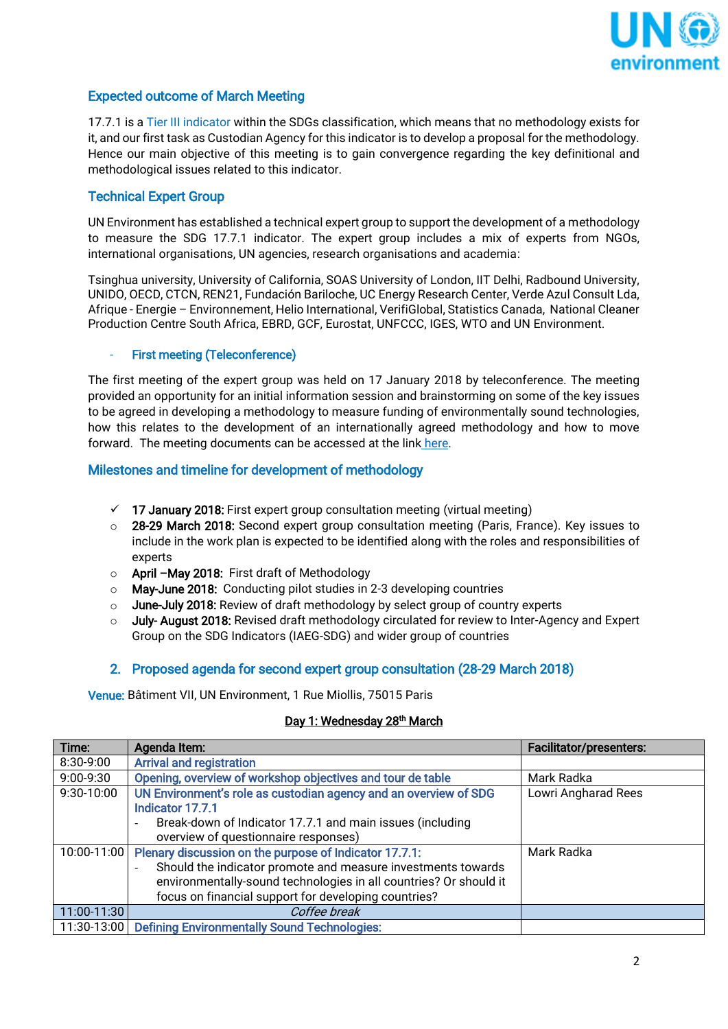## Expected outcome of March Meeting

17.7.1 is a Tier III indicator within the SDGs classification, which means that no methodology exists for it, and our first task as Custodian Agency for this indicator is to develop a proposal for the methodology. Hence our main objective of this meeting is to gain convergence regarding the key definitional and methodological issues related to this indicator.

## Technical Expert Group

UN Environment has established a technical expert group to support the development of a methodology to measure the SDG 17.7.1 indicator. The expert group includes a mix of experts from NGOs, international organisations, UN agencies, research organisations and academia:

Tsinghua university, University of California, SOAS University of London, IIT Delhi, Radbound University, UNIDO, OECD, CTCN, REN21, Fundación Bariloche, UC Energy Research Center, Verde Azul Consult Lda, Afrique - Energie – Environnement, Helio International, VerifiGlobal, Statistics Canada, National Cleaner Production Centre South Africa, EBRD, GCF, Eurostat, UNFCCC, IGES, WTO and UN Environment.

### - First meeting (Teleconference)

The first meeting of the expert group was held on 17 January 2018 by teleconference. The meeting provided an opportunity for an initial information session and brainstorming on some of the key issues to be agreed in developing a methodology to measure funding of environmentally sound technologies, how this relates to the development of an internationally agreed methodology and how to move forward. The meeting documents can be accessed at the link here.

## Milestones and timeline for development of methodology

- ✓ **17 January 2018:** First expert group consultation meeting (virtual meeting)
- ○ **28-29 March 2018:** Second expert group consultation meeting (Paris, France). Key issues to include in the work plan is expected to be identified along with the roles and responsibilities of experts
- ○ **April –May 2018:** First draft of Methodology
- ○ **May-June 2018:** Conducting pilot studies in 2-3 developing countries
- ○ **June-July 2018:** Review of draft methodology by select group of country experts
- ○ **July- August 2018:** Revised draft methodology circulated for review to Inter-Agency and Expert Group on the SDG Indicators (IAEG-SDG) and wider group of countries

## 2. Proposed agenda for second expert group consultation (28-29 March 2018)

Venue: Bâtiment VII, UN Environment, 1 Rue Miollis, 75015 Paris

**Day 1: Wednesday 28th March**

| Time: | Agenda Item: | Facilitator/presenters: |
|---|---|---|
| 8:30-9:00 | Arrival and registration | |
| 9:00-9:30 | Opening, overview of workshop objectives and tour de table | Mark Radka |
| 9:30-10:00 | UN Environment's role as custodian agency and an overview of SDG Indicator 17.7.1<br>- Break-down of Indicator 17.7.1 and main issues (including overview of questionnaire responses) | Lowri Angharad Rees |
| 10:00-11:00 | Plenary discussion on the purpose of Indicator 17.7.1:<br>- Should the indicator promote and measure investments towards environmentally-sound technologies in all countries? Or should it focus on financial support for developing countries? | Mark Radka |
| 11:00-11:30 | *Coffee break* | |
| 11:30-13:00 | Defining Environmentally Sound Technologies: | |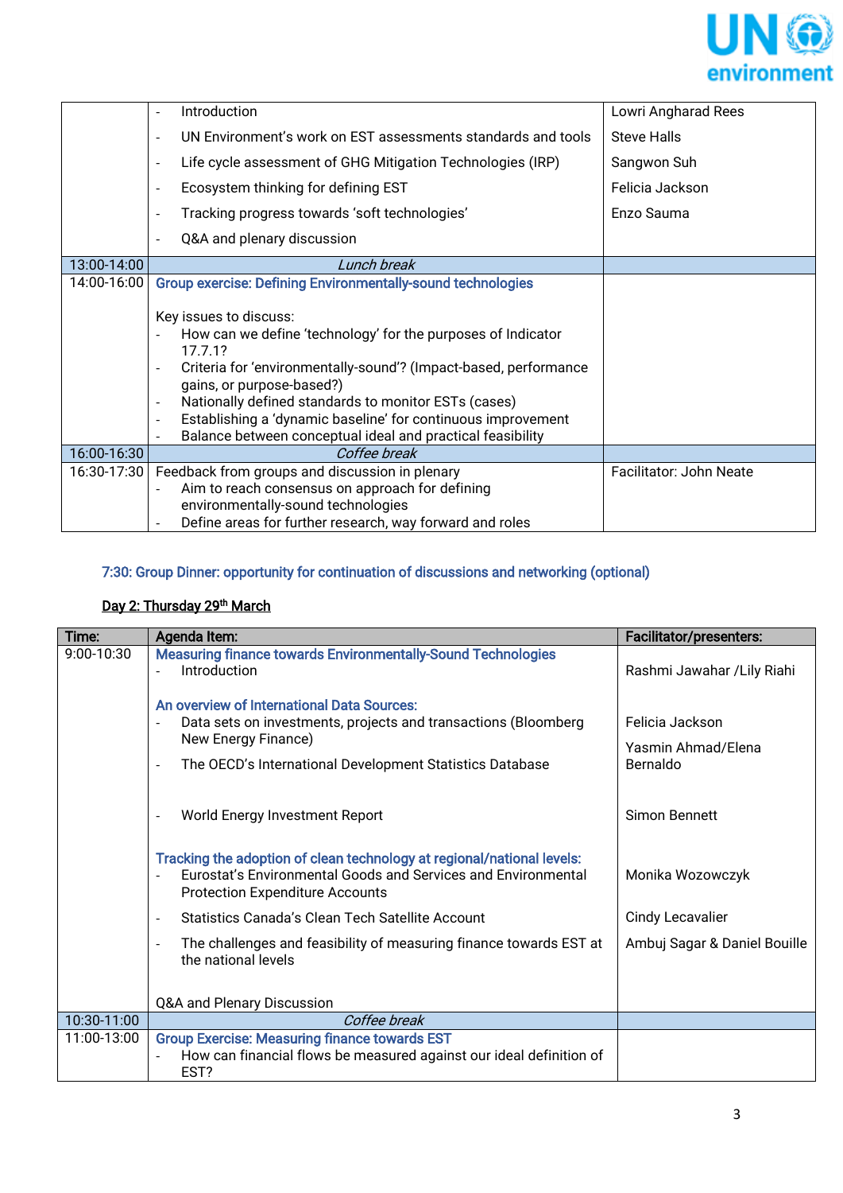| | | |
|---|---|---|
| | - Introduction<br>- UN Environment's work on EST assessments standards and tools<br>- Life cycle assessment of GHG Mitigation Technologies (IRP)<br>- Ecosystem thinking for defining EST<br>- Tracking progress towards 'soft technologies'<br>- Q&A and plenary discussion | Lowri Angharad Rees<br>Steve Halls<br>Sangwon Suh<br>Felicia Jackson<br>Enzo Sauma |
| 13:00-14:00 | *Lunch break* | |
| 14:00-16:00 | **Group exercise: Defining Environmentally-sound technologies**<br><br>Key issues to discuss:<br>- How can we define 'technology' for the purposes of Indicator 17.7.1?<br>- Criteria for 'environmentally-sound'? (Impact-based, performance gains, or purpose-based?)<br>- Nationally defined standards to monitor ESTs (cases)<br>- Establishing a 'dynamic baseline' for continuous improvement<br>- Balance between conceptual ideal and practical feasibility | |
| 16:00-16:30 | *Coffee break* | |
| 16:30-17:30 | Feedback from groups and discussion in plenary<br>- Aim to reach consensus on approach for defining environmentally-sound technologies<br>- Define areas for further research, way forward and roles | Facilitator: John Neate |

**7:30: Group Dinner: opportunity for continuation of discussions and networking (optional)**

**Day 2: Thursday 29th March**

| Time: | Agenda Item: | Facilitator/presenters: |
|---|---|---|
| 9:00-10:30 | **Measuring finance towards Environmentally-Sound Technologies**<br>- Introduction<br><br>**An overview of International Data Sources:**<br>- Data sets on investments, projects and transactions (Bloomberg New Energy Finance)<br>- The OECD's International Development Statistics Database<br>- World Energy Investment Report<br><br>**Tracking the adoption of clean technology at regional/national levels:**<br>- Eurostat's Environmental Goods and Services and Environmental Protection Expenditure Accounts<br>- Statistics Canada's Clean Tech Satellite Account<br>- The challenges and feasibility of measuring finance towards EST at the national levels<br><br>Q&A and Plenary Discussion | Rashmi Jawahar /Lily Riahi<br><br>Felicia Jackson<br>Yasmin Ahmad/Elena Bernaldo<br>Simon Bennett<br><br>Monika Wozowczyk<br>Cindy Lecavalier<br>Ambuj Sagar & Daniel Bouille |
| 10:30-11:00 | *Coffee break* | |
| 11:00-13:00 | **Group Exercise: Measuring finance towards EST**<br>- How can financial flows be measured against our ideal definition of EST? | |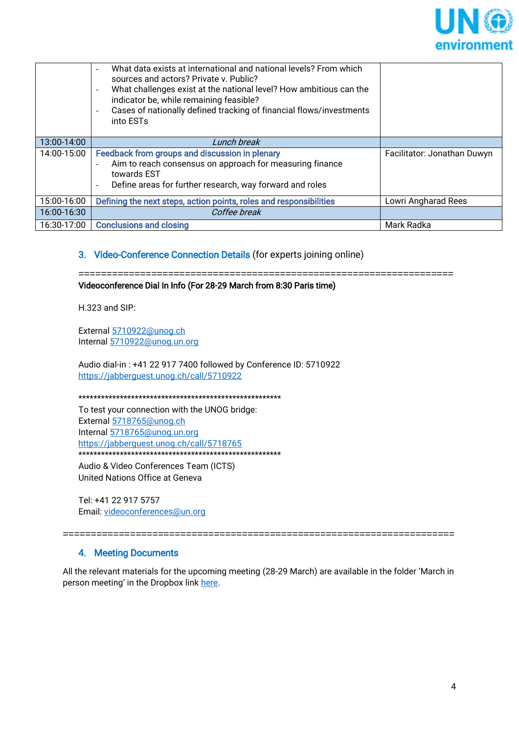| | | |
|---|---|---|
| | - What data exists at international and national levels? From which sources and actors? Private v. Public?<br>- What challenges exist at the national level? How ambitious can the indicator be, while remaining feasible?<br>- Cases of nationally defined tracking of financial flows/investments into ESTs | |
| 13:00-14:00 | *Lunch break* | |
| 14:00-15:00 | Feedback from groups and discussion in plenary<br>- Aim to reach consensus on approach for measuring finance towards EST<br>- Define areas for further research, way forward and roles | Facilitator: Jonathan Duwyn |
| 15:00-16:00 | Defining the next steps, action points, roles and responsibilities | Lowri Angharad Rees |
| 16:00-16:30 | *Coffee break* | |
| 16:30-17:00 | Conclusions and closing | Mark Radka |

## 3. Video-Conference Connection Details (for experts joining online)

====================================================================

**Videoconference Dial In Info (For 28-29 March from 8:30 Paris time)**

H.323 and SIP:

External 5710922@unog.ch
Internal 5710922@unog.un.org

Audio dial-in : +41 22 917 7400 followed by Conference ID: 5710922
https://jabberguest.unog.ch/call/5710922

************************************************************
To test your connection with the UNOG bridge:
External 5718765@unog.ch
Internal 5718765@unog.un.org
https://jabberguest.unog.ch/call/5718765
************************************************************
Audio & Video Conferences Team (ICTS)
United Nations Office at Geneva

Tel: +41 22 917 5757
Email: videoconferences@un.org

====================================================================

## 4. Meeting Documents

All the relevant materials for the upcoming meeting (28-29 March) are available in the folder 'March in person meeting' in the Dropbox link here.